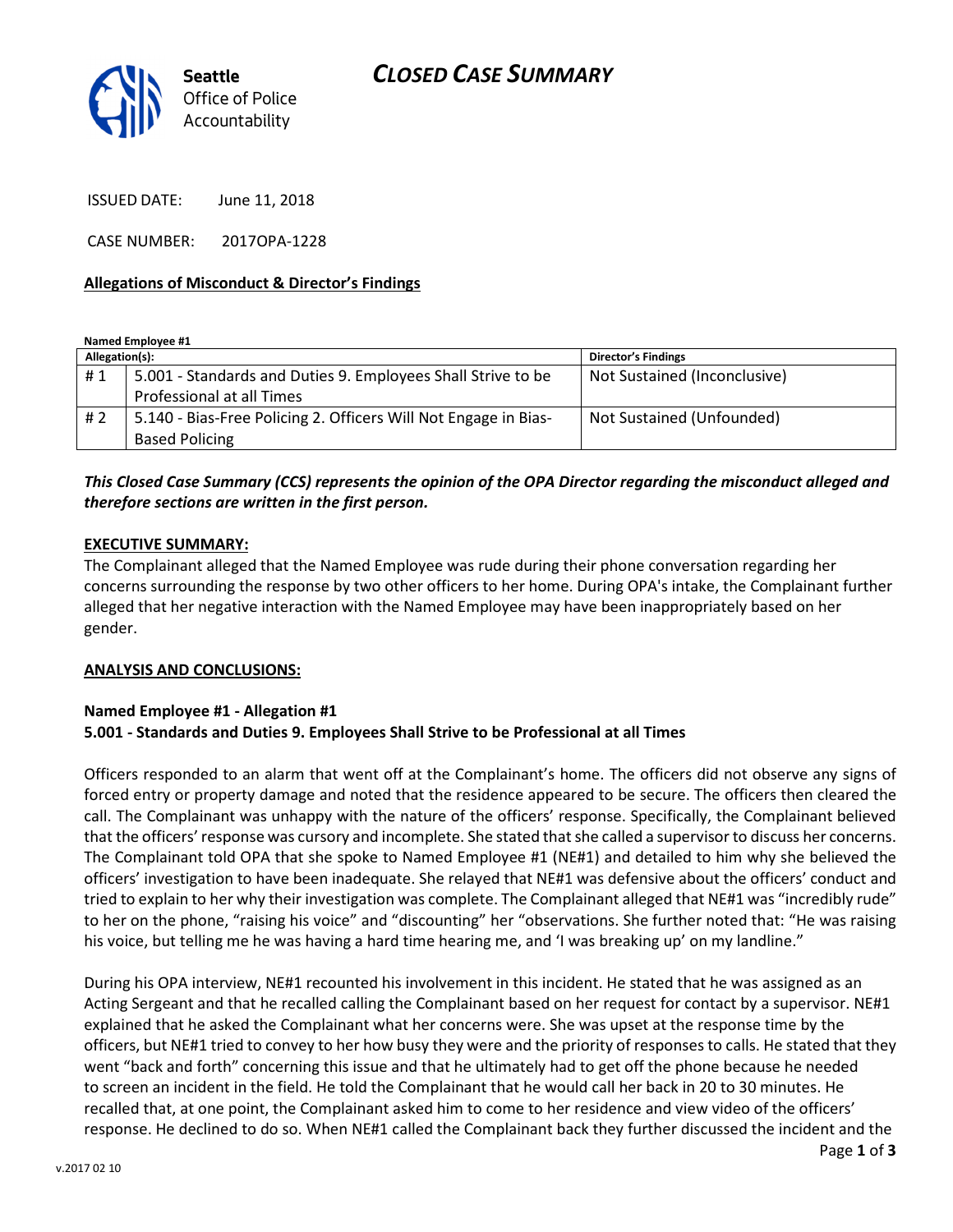**Seattle** Office of Police Accountability

# CLOSED CASE SUMMARY

ISSUED DATE: June 11, 2018

CASE NUMBER: 2017OPA-1228

## Allegations of Misconduct & Director's Findings

**Named Employee #1**

| Allegation(s): | | Director's Findings |
|---|---|---|
| # 1 | 5.001 - Standards and Duties 9. Employees Shall Strive to be Professional at all Times | Not Sustained (Inconclusive) |
| # 2 | 5.140 - Bias-Free Policing 2. Officers Will Not Engage in Bias-Based Policing | Not Sustained (Unfounded) |

***This Closed Case Summary (CCS) represents the opinion of the OPA Director regarding the misconduct alleged and therefore sections are written in the first person.***

**EXECUTIVE SUMMARY:**

The Complainant alleged that the Named Employee was rude during their phone conversation regarding her concerns surrounding the response by two other officers to her home. During OPA's intake, the Complainant further alleged that her negative interaction with the Named Employee may have been inappropriately based on her gender.

**ANALYSIS AND CONCLUSIONS:**

**Named Employee #1 - Allegation #1**
**5.001 - Standards and Duties 9. Employees Shall Strive to be Professional at all Times**

Officers responded to an alarm that went off at the Complainant's home. The officers did not observe any signs of forced entry or property damage and noted that the residence appeared to be secure. The officers then cleared the call. The Complainant was unhappy with the nature of the officers' response. Specifically, the Complainant believed that the officers' response was cursory and incomplete. She stated that she called a supervisor to discuss her concerns. The Complainant told OPA that she spoke to Named Employee #1 (NE#1) and detailed to him why she believed the officers' investigation to have been inadequate. She relayed that NE#1 was defensive about the officers' conduct and tried to explain to her why their investigation was complete. The Complainant alleged that NE#1 was "incredibly rude" to her on the phone, "raising his voice" and "discounting" her "observations. She further noted that: "He was raising his voice, but telling me he was having a hard time hearing me, and 'I was breaking up' on my landline."

During his OPA interview, NE#1 recounted his involvement in this incident. He stated that he was assigned as an Acting Sergeant and that he recalled calling the Complainant based on her request for contact by a supervisor. NE#1 explained that he asked the Complainant what her concerns were. She was upset at the response time by the officers, but NE#1 tried to convey to her how busy they were and the priority of responses to calls. He stated that they went "back and forth" concerning this issue and that he ultimately had to get off the phone because he needed to screen an incident in the field. He told the Complainant that he would call her back in 20 to 30 minutes. He recalled that, at one point, the Complainant asked him to come to her residence and view video of the officers' response. He declined to do so. When NE#1 called the Complainant back they further discussed the incident and the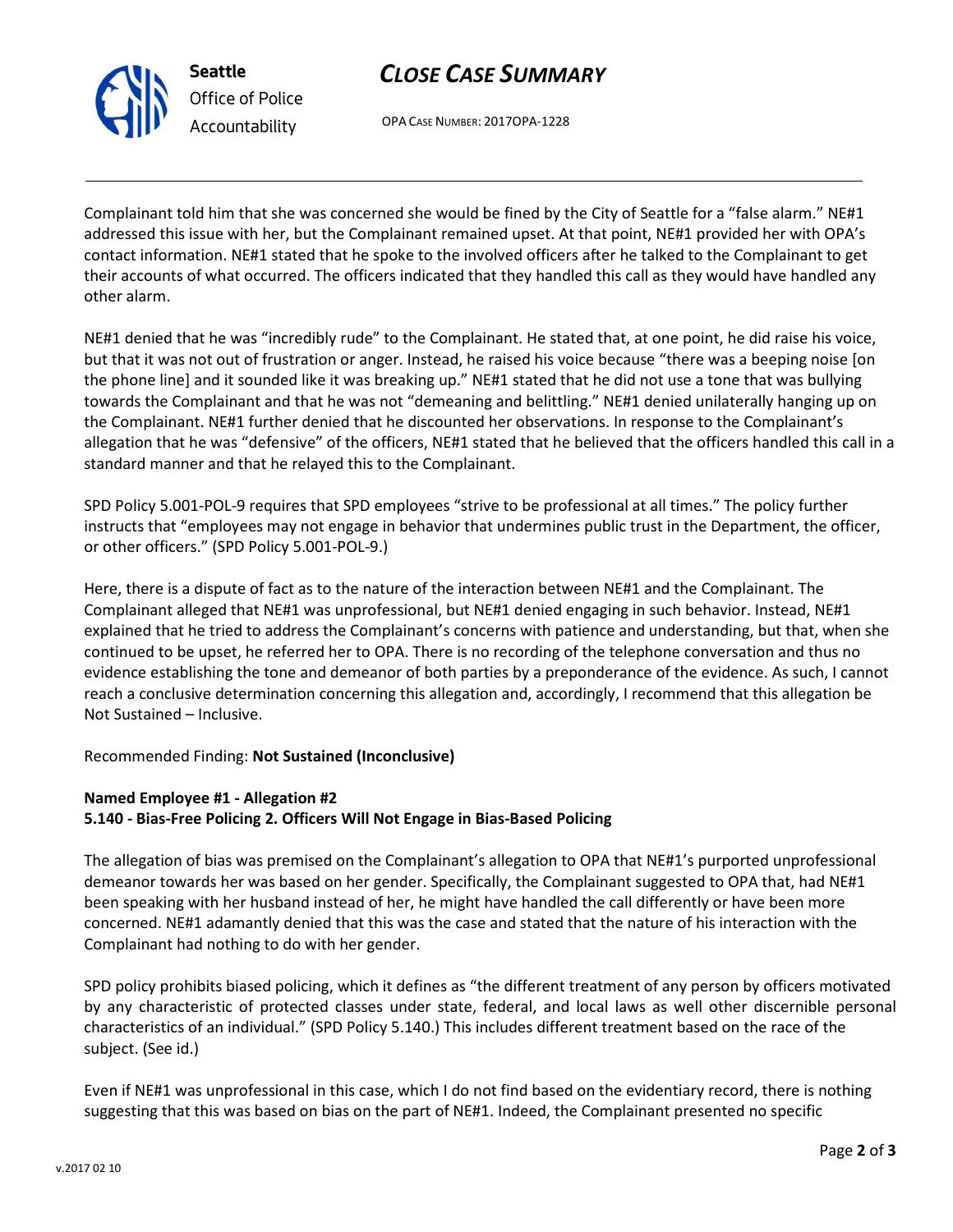Complainant told him that she was concerned she would be fined by the City of Seattle for a "false alarm." NE#1 addressed this issue with her, but the Complainant remained upset. At that point, NE#1 provided her with OPA's contact information. NE#1 stated that he spoke to the involved officers after he talked to the Complainant to get their accounts of what occurred. The officers indicated that they handled this call as they would have handled any other alarm.

NE#1 denied that he was "incredibly rude" to the Complainant. He stated that, at one point, he did raise his voice, but that it was not out of frustration or anger. Instead, he raised his voice because "there was a beeping noise [on the phone line] and it sounded like it was breaking up." NE#1 stated that he did not use a tone that was bullying towards the Complainant and that he was not "demeaning and belittling." NE#1 denied unilaterally hanging up on the Complainant. NE#1 further denied that he discounted her observations. In response to the Complainant's allegation that he was "defensive" of the officers, NE#1 stated that he believed that the officers handled this call in a standard manner and that he relayed this to the Complainant.

SPD Policy 5.001-POL-9 requires that SPD employees "strive to be professional at all times." The policy further instructs that "employees may not engage in behavior that undermines public trust in the Department, the officer, or other officers." (SPD Policy 5.001-POL-9.)

Here, there is a dispute of fact as to the nature of the interaction between NE#1 and the Complainant. The Complainant alleged that NE#1 was unprofessional, but NE#1 denied engaging in such behavior. Instead, NE#1 explained that he tried to address the Complainant's concerns with patience and understanding, but that, when she continued to be upset, he referred her to OPA. There is no recording of the telephone conversation and thus no evidence establishing the tone and demeanor of both parties by a preponderance of the evidence. As such, I cannot reach a conclusive determination concerning this allegation and, accordingly, I recommend that this allegation be Not Sustained – Inclusive.

Recommended Finding: **Not Sustained (Inconclusive)**

**Named Employee #1 - Allegation #2**
**5.140 - Bias-Free Policing 2. Officers Will Not Engage in Bias-Based Policing**

The allegation of bias was premised on the Complainant's allegation to OPA that NE#1's purported unprofessional demeanor towards her was based on her gender. Specifically, the Complainant suggested to OPA that, had NE#1 been speaking with her husband instead of her, he might have handled the call differently or have been more concerned. NE#1 adamantly denied that this was the case and stated that the nature of his interaction with the Complainant had nothing to do with her gender.

SPD policy prohibits biased policing, which it defines as "the different treatment of any person by officers motivated by any characteristic of protected classes under state, federal, and local laws as well other discernible personal characteristics of an individual." (SPD Policy 5.140.) This includes different treatment based on the race of the subject. (See id.)

Even if NE#1 was unprofessional in this case, which I do not find based on the evidentiary record, there is nothing suggesting that this was based on bias on the part of NE#1. Indeed, the Complainant presented no specific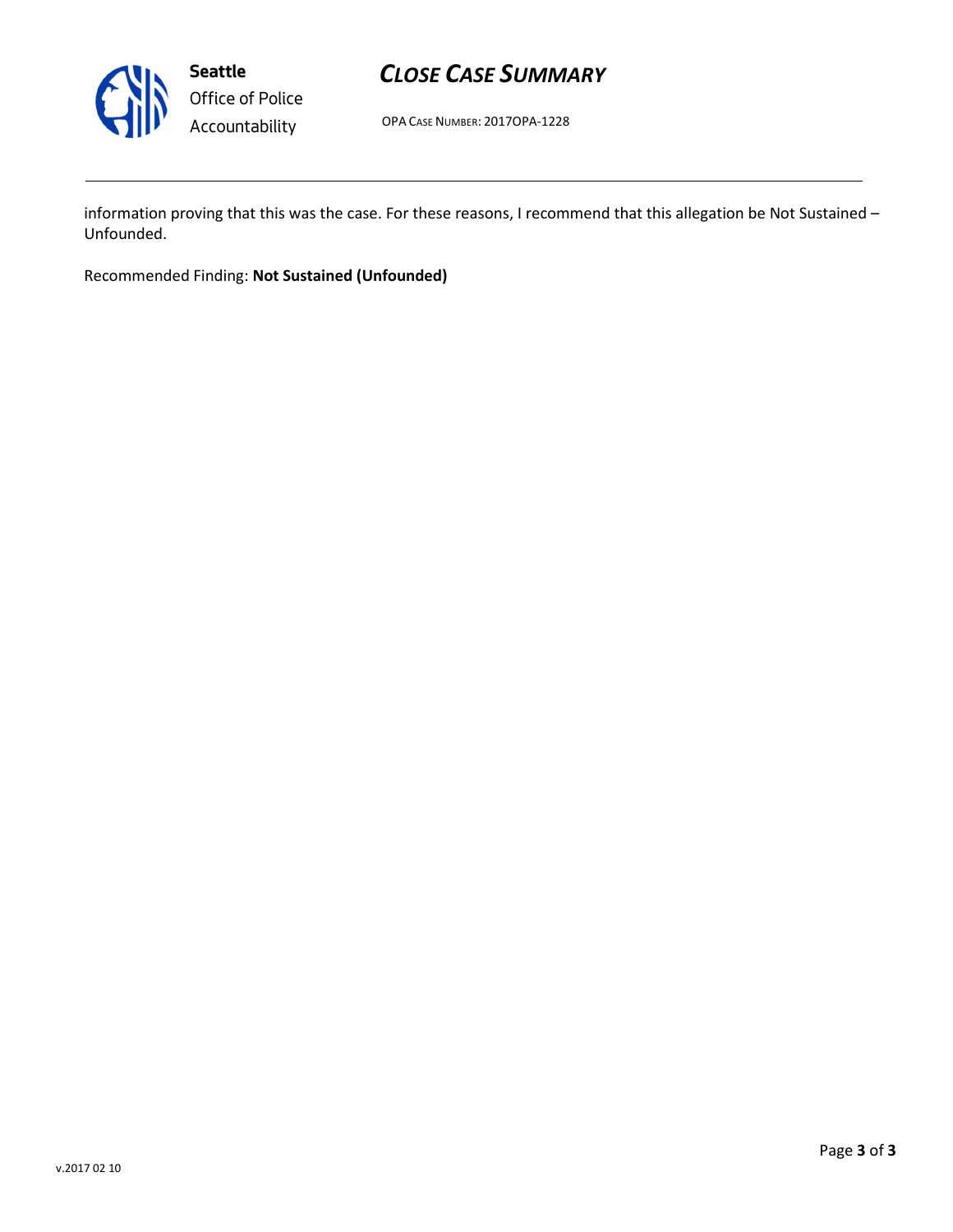information proving that this was the case. For these reasons, I recommend that this allegation be Not Sustained – Unfounded.

Recommended Finding: **Not Sustained (Unfounded)**